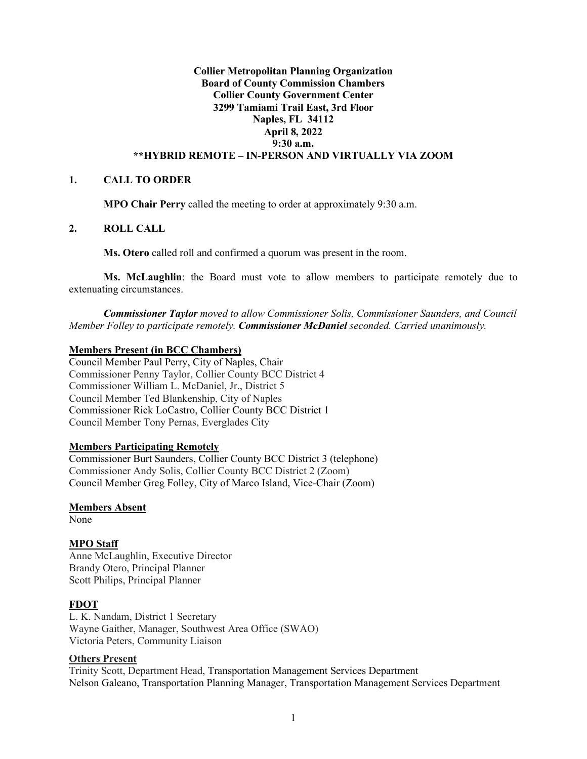**Collier Metropolitan Planning Organization**
**Board of County Commission Chambers**
**Collier County Government Center**
**3299 Tamiami Trail East, 3rd Floor**
**Naples, FL 34112**
**April 8, 2022**
**9:30 a.m.**
**\*\*HYBRID REMOTE – IN-PERSON AND VIRTUALLY VIA ZOOM**

## 1. CALL TO ORDER

**MPO Chair Perry** called the meeting to order at approximately 9:30 a.m.

## 2. ROLL CALL

**Ms. Otero** called roll and confirmed a quorum was present in the room.

**Ms. McLaughlin**: the Board must vote to allow members to participate remotely due to extenuating circumstances.

***Commissioner Taylor*** *moved to allow Commissioner Solis, Commissioner Saunders, and Council Member Folley to participate remotely.* ***Commissioner McDaniel*** *seconded. Carried unanimously.*

**Members Present (in BCC Chambers)**

Council Member Paul Perry, City of Naples, Chair
Commissioner Penny Taylor, Collier County BCC District 4
Commissioner William L. McDaniel, Jr., District 5
Council Member Ted Blankenship, City of Naples
Commissioner Rick LoCastro, Collier County BCC District 1
Council Member Tony Pernas, Everglades City

**Members Participating Remotely**

Commissioner Burt Saunders, Collier County BCC District 3 (telephone)
Commissioner Andy Solis, Collier County BCC District 2 (Zoom)
Council Member Greg Folley, City of Marco Island, Vice-Chair (Zoom)

**Members Absent**

None

**MPO Staff**

Anne McLaughlin, Executive Director
Brandy Otero, Principal Planner
Scott Philips, Principal Planner

**FDOT**

L. K. Nandam, District 1 Secretary
Wayne Gaither, Manager, Southwest Area Office (SWAO)
Victoria Peters, Community Liaison

**Others Present**

Trinity Scott, Department Head, Transportation Management Services Department
Nelson Galeano, Transportation Planning Manager, Transportation Management Services Department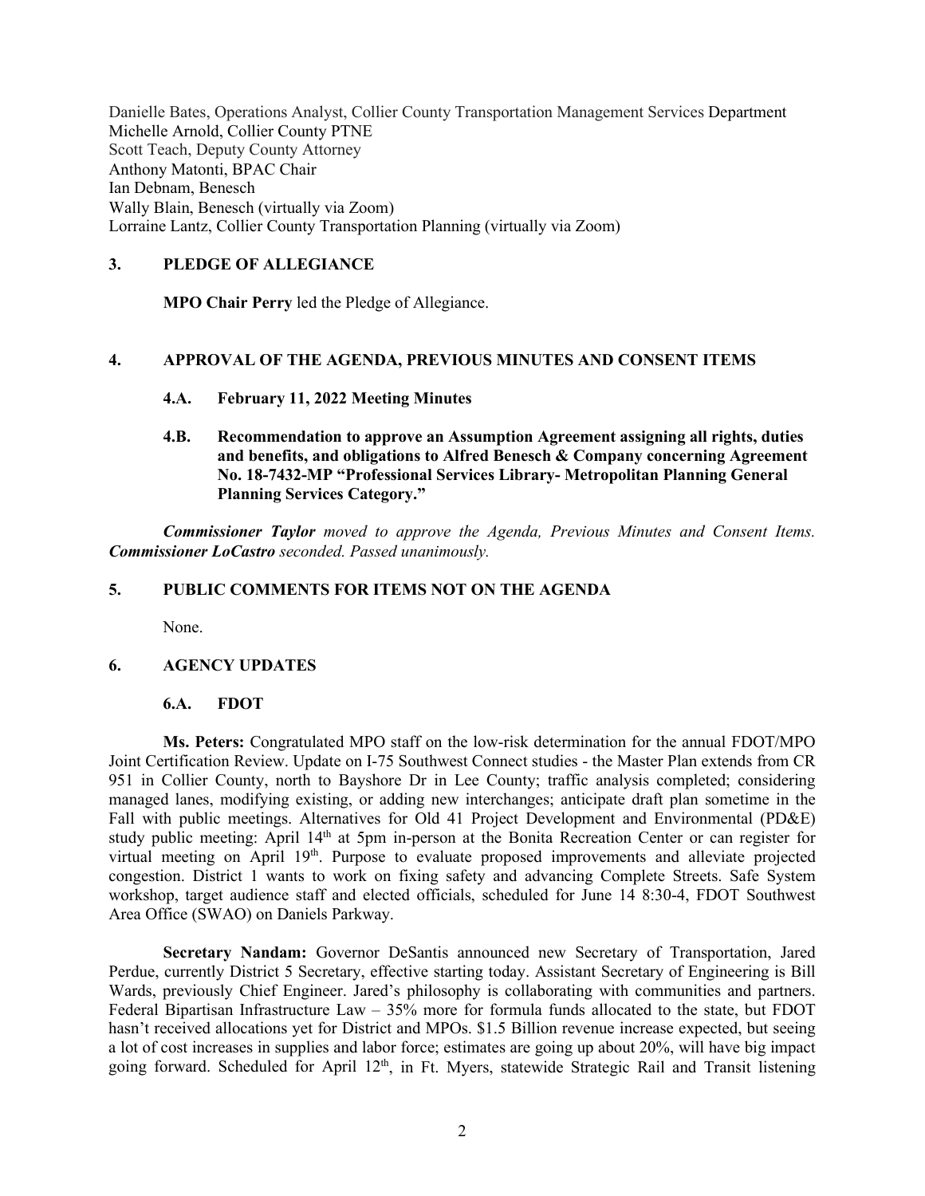Danielle Bates, Operations Analyst, Collier County Transportation Management Services Department
Michelle Arnold, Collier County PTNE
Scott Teach, Deputy County Attorney
Anthony Matonti, BPAC Chair
Ian Debnam, Benesch
Wally Blain, Benesch (virtually via Zoom)
Lorraine Lantz, Collier County Transportation Planning (virtually via Zoom)

## 3. PLEDGE OF ALLEGIANCE

**MPO Chair Perry** led the Pledge of Allegiance.

## 4. APPROVAL OF THE AGENDA, PREVIOUS MINUTES AND CONSENT ITEMS

### 4.A. February 11, 2022 Meeting Minutes

### 4.B. Recommendation to approve an Assumption Agreement assigning all rights, duties and benefits, and obligations to Alfred Benesch & Company concerning Agreement No. 18-7432-MP "Professional Services Library- Metropolitan Planning General Planning Services Category."

***Commissioner Taylor*** *moved to approve the Agenda, Previous Minutes and Consent Items.* ***Commissioner LoCastro*** *seconded. Passed unanimously.*

## 5. PUBLIC COMMENTS FOR ITEMS NOT ON THE AGENDA

None.

## 6. AGENCY UPDATES

### 6.A. FDOT

**Ms. Peters:** Congratulated MPO staff on the low-risk determination for the annual FDOT/MPO Joint Certification Review. Update on I-75 Southwest Connect studies - the Master Plan extends from CR 951 in Collier County, north to Bayshore Dr in Lee County; traffic analysis completed; considering managed lanes, modifying existing, or adding new interchanges; anticipate draft plan sometime in the Fall with public meetings. Alternatives for Old 41 Project Development and Environmental (PD&E) study public meeting: April 14th at 5pm in-person at the Bonita Recreation Center or can register for virtual meeting on April 19th. Purpose to evaluate proposed improvements and alleviate projected congestion. District 1 wants to work on fixing safety and advancing Complete Streets. Safe System workshop, target audience staff and elected officials, scheduled for June 14 8:30-4, FDOT Southwest Area Office (SWAO) on Daniels Parkway.

**Secretary Nandam:** Governor DeSantis announced new Secretary of Transportation, Jared Perdue, currently District 5 Secretary, effective starting today. Assistant Secretary of Engineering is Bill Wards, previously Chief Engineer. Jared's philosophy is collaborating with communities and partners. Federal Bipartisan Infrastructure Law – 35% more for formula funds allocated to the state, but FDOT hasn't received allocations yet for District and MPOs. $1.5 Billion revenue increase expected, but seeing a lot of cost increases in supplies and labor force; estimates are going up about 20%, will have big impact going forward. Scheduled for April 12th, in Ft. Myers, statewide Strategic Rail and Transit listening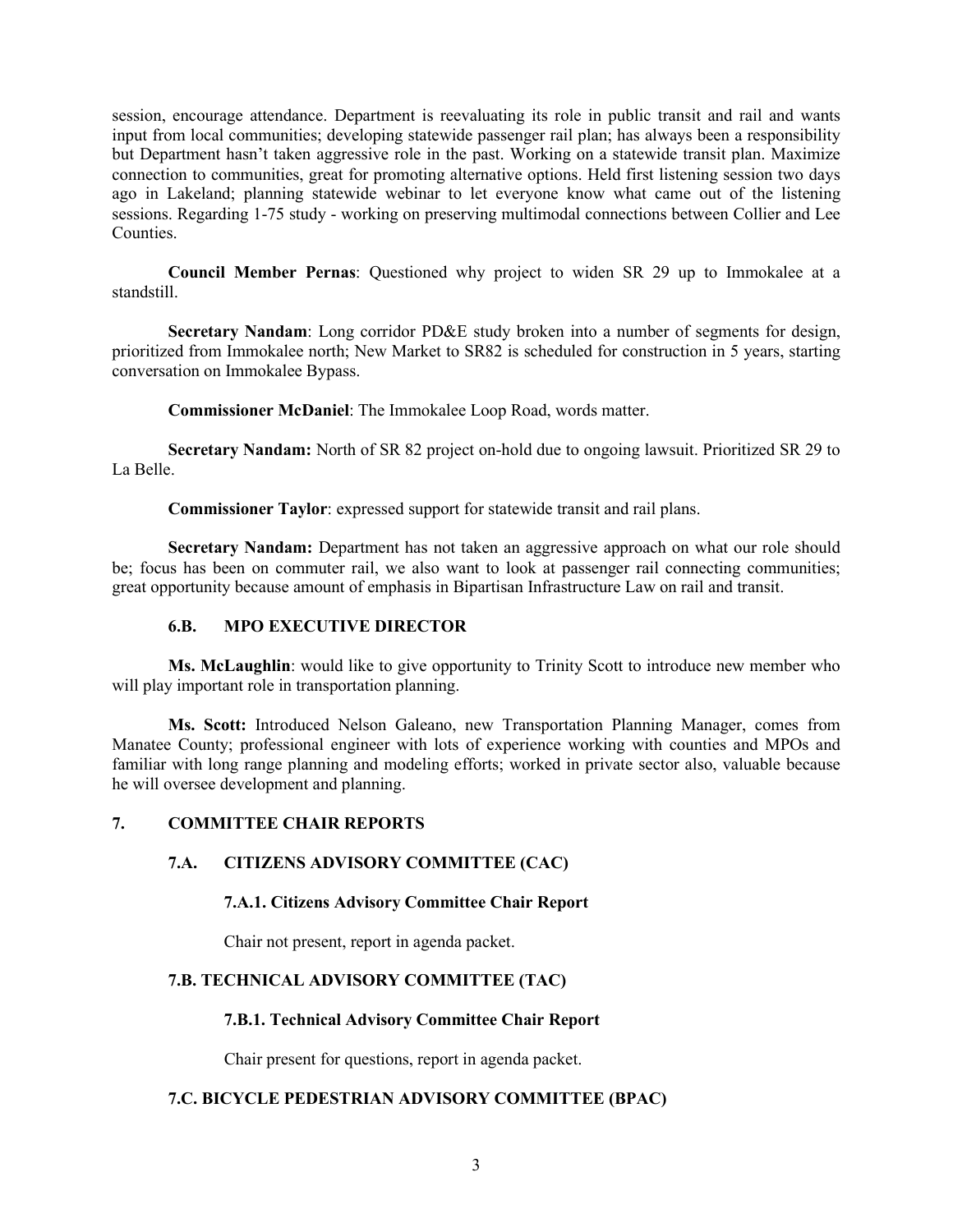session, encourage attendance. Department is reevaluating its role in public transit and rail and wants input from local communities; developing statewide passenger rail plan; has always been a responsibility but Department hasn't taken aggressive role in the past. Working on a statewide transit plan. Maximize connection to communities, great for promoting alternative options. Held first listening session two days ago in Lakeland; planning statewide webinar to let everyone know what came out of the listening sessions. Regarding 1-75 study - working on preserving multimodal connections between Collier and Lee Counties.

**Council Member Pernas**: Questioned why project to widen SR 29 up to Immokalee at a standstill.

**Secretary Nandam**: Long corridor PD&E study broken into a number of segments for design, prioritized from Immokalee north; New Market to SR82 is scheduled for construction in 5 years, starting conversation on Immokalee Bypass.

**Commissioner McDaniel**: The Immokalee Loop Road, words matter.

**Secretary Nandam:** North of SR 82 project on-hold due to ongoing lawsuit. Prioritized SR 29 to La Belle.

**Commissioner Taylor**: expressed support for statewide transit and rail plans.

**Secretary Nandam:** Department has not taken an aggressive approach on what our role should be; focus has been on commuter rail, we also want to look at passenger rail connecting communities; great opportunity because amount of emphasis in Bipartisan Infrastructure Law on rail and transit.

### 6.B. MPO EXECUTIVE DIRECTOR

**Ms. McLaughlin**: would like to give opportunity to Trinity Scott to introduce new member who will play important role in transportation planning.

**Ms. Scott:** Introduced Nelson Galeano, new Transportation Planning Manager, comes from Manatee County; professional engineer with lots of experience working with counties and MPOs and familiar with long range planning and modeling efforts; worked in private sector also, valuable because he will oversee development and planning.

## 7. COMMITTEE CHAIR REPORTS

### 7.A. CITIZENS ADVISORY COMMITTEE (CAC)

#### 7.A.1. Citizens Advisory Committee Chair Report

Chair not present, report in agenda packet.

### 7.B. TECHNICAL ADVISORY COMMITTEE (TAC)

#### 7.B.1. Technical Advisory Committee Chair Report

Chair present for questions, report in agenda packet.

### 7.C. BICYCLE PEDESTRIAN ADVISORY COMMITTEE (BPAC)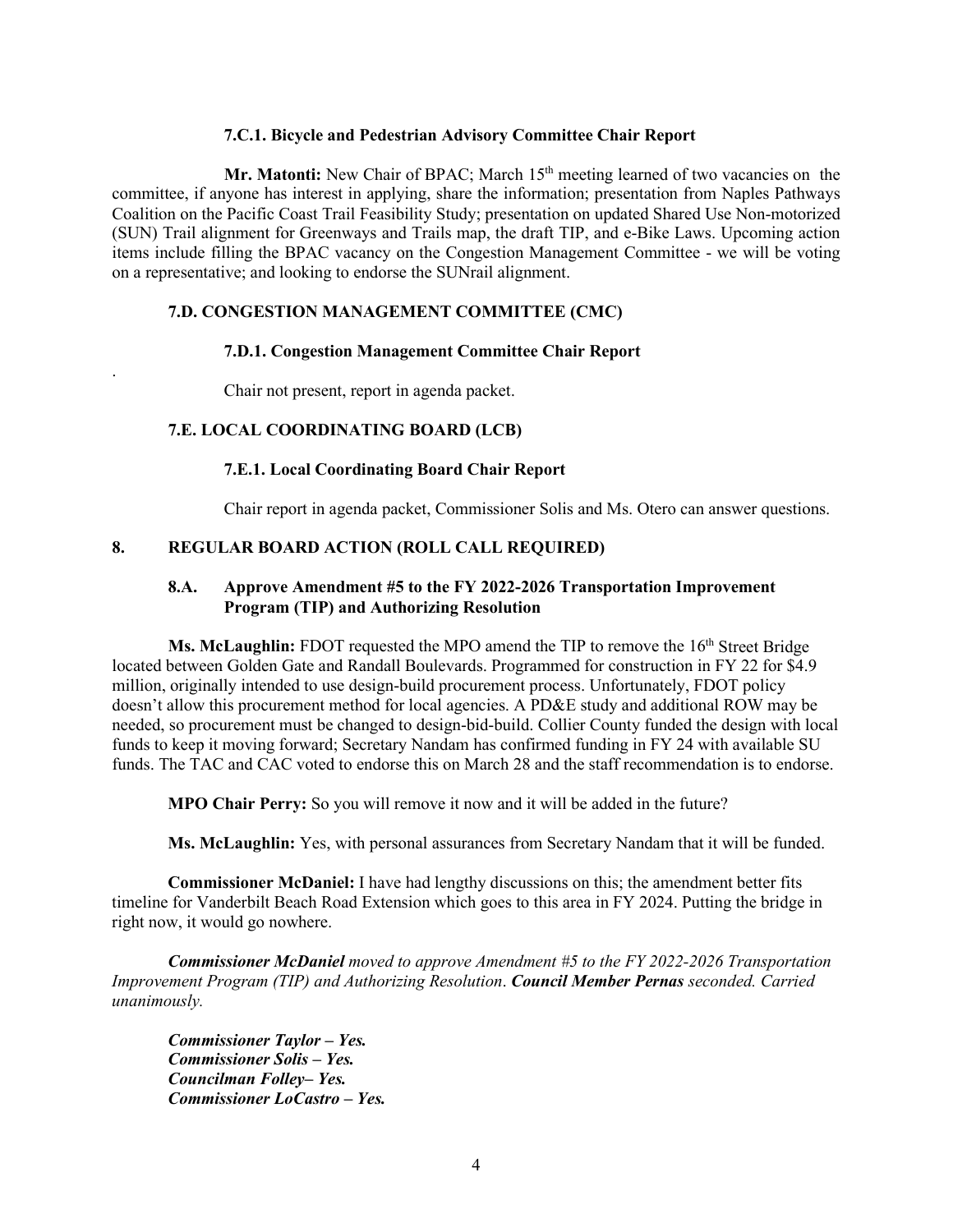#### 7.C.1. Bicycle and Pedestrian Advisory Committee Chair Report

**Mr. Matonti:** New Chair of BPAC; March 15th meeting learned of two vacancies on the committee, if anyone has interest in applying, share the information; presentation from Naples Pathways Coalition on the Pacific Coast Trail Feasibility Study; presentation on updated Shared Use Non-motorized (SUN) Trail alignment for Greenways and Trails map, the draft TIP, and e-Bike Laws. Upcoming action items include filling the BPAC vacancy on the Congestion Management Committee - we will be voting on a representative; and looking to endorse the SUNrail alignment.

### 7.D. CONGESTION MANAGEMENT COMMITTEE (CMC)

#### 7.D.1. Congestion Management Committee Chair Report

.

Chair not present, report in agenda packet.

### 7.E. LOCAL COORDINATING BOARD (LCB)

#### 7.E.1. Local Coordinating Board Chair Report

Chair report in agenda packet, Commissioner Solis and Ms. Otero can answer questions.

## 8. REGULAR BOARD ACTION (ROLL CALL REQUIRED)

### 8.A. Approve Amendment #5 to the FY 2022-2026 Transportation Improvement Program (TIP) and Authorizing Resolution

**Ms. McLaughlin:** FDOT requested the MPO amend the TIP to remove the 16th Street Bridge located between Golden Gate and Randall Boulevards. Programmed for construction in FY 22 for $4.9 million, originally intended to use design-build procurement process. Unfortunately, FDOT policy doesn't allow this procurement method for local agencies. A PD&E study and additional ROW may be needed, so procurement must be changed to design-bid-build. Collier County funded the design with local funds to keep it moving forward; Secretary Nandam has confirmed funding in FY 24 with available SU funds. The TAC and CAC voted to endorse this on March 28 and the staff recommendation is to endorse.

**MPO Chair Perry:** So you will remove it now and it will be added in the future?

**Ms. McLaughlin:** Yes, with personal assurances from Secretary Nandam that it will be funded.

**Commissioner McDaniel:** I have had lengthy discussions on this; the amendment better fits timeline for Vanderbilt Beach Road Extension which goes to this area in FY 2024. Putting the bridge in right now, it would go nowhere.

***Commissioner McDaniel*** *moved to approve Amendment #5 to the FY 2022-2026 Transportation Improvement Program (TIP) and Authorizing Resolution*. ***Council Member Pernas*** *seconded. Carried unanimously.*

***Commissioner Taylor – Yes.***
***Commissioner Solis – Yes.***
***Councilman Folley– Yes.***
***Commissioner LoCastro – Yes.***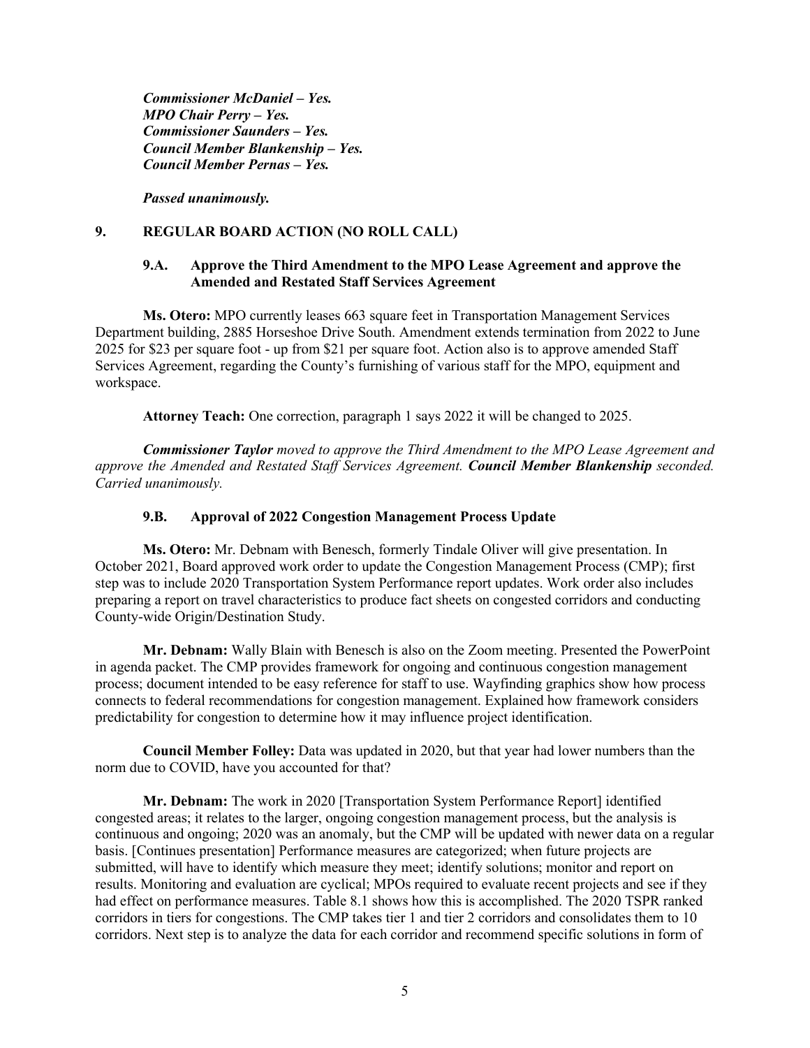***Commissioner McDaniel – Yes.***
***MPO Chair Perry – Yes.***
***Commissioner Saunders – Yes.***
***Council Member Blankenship – Yes.***
***Council Member Pernas – Yes.***

***Passed unanimously.***

## 9. REGULAR BOARD ACTION (NO ROLL CALL)

### 9.A. Approve the Third Amendment to the MPO Lease Agreement and approve the Amended and Restated Staff Services Agreement

**Ms. Otero:** MPO currently leases 663 square feet in Transportation Management Services Department building, 2885 Horseshoe Drive South. Amendment extends termination from 2022 to June 2025 for $23 per square foot - up from $21 per square foot. Action also is to approve amended Staff Services Agreement, regarding the County's furnishing of various staff for the MPO, equipment and workspace.

**Attorney Teach:** One correction, paragraph 1 says 2022 it will be changed to 2025.

***Commissioner Taylor** moved to approve the Third Amendment to the MPO Lease Agreement and approve the Amended and Restated Staff Services Agreement. **Council Member Blankenship** seconded. Carried unanimously.*

### 9.B. Approval of 2022 Congestion Management Process Update

**Ms. Otero:** Mr. Debnam with Benesch, formerly Tindale Oliver will give presentation. In October 2021, Board approved work order to update the Congestion Management Process (CMP); first step was to include 2020 Transportation System Performance report updates. Work order also includes preparing a report on travel characteristics to produce fact sheets on congested corridors and conducting County-wide Origin/Destination Study.

**Mr. Debnam:** Wally Blain with Benesch is also on the Zoom meeting. Presented the PowerPoint in agenda packet. The CMP provides framework for ongoing and continuous congestion management process; document intended to be easy reference for staff to use. Wayfinding graphics show how process connects to federal recommendations for congestion management. Explained how framework considers predictability for congestion to determine how it may influence project identification.

**Council Member Folley:** Data was updated in 2020, but that year had lower numbers than the norm due to COVID, have you accounted for that?

**Mr. Debnam:** The work in 2020 [Transportation System Performance Report] identified congested areas; it relates to the larger, ongoing congestion management process, but the analysis is continuous and ongoing; 2020 was an anomaly, but the CMP will be updated with newer data on a regular basis. [Continues presentation] Performance measures are categorized; when future projects are submitted, will have to identify which measure they meet; identify solutions; monitor and report on results. Monitoring and evaluation are cyclical; MPOs required to evaluate recent projects and see if they had effect on performance measures. Table 8.1 shows how this is accomplished. The 2020 TSPR ranked corridors in tiers for congestions. The CMP takes tier 1 and tier 2 corridors and consolidates them to 10 corridors. Next step is to analyze the data for each corridor and recommend specific solutions in form of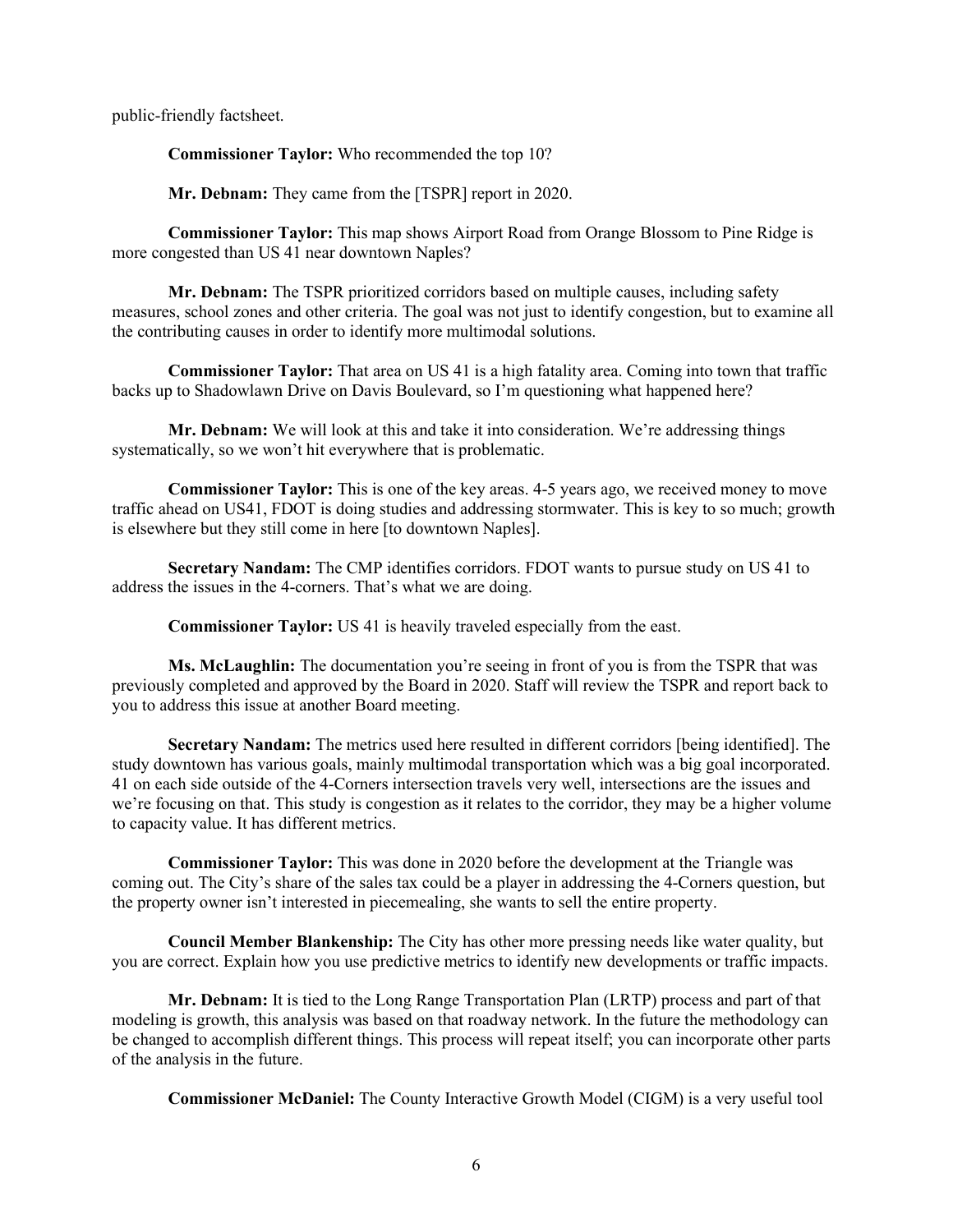public-friendly factsheet.

**Commissioner Taylor:** Who recommended the top 10?

**Mr. Debnam:** They came from the [TSPR] report in 2020.

**Commissioner Taylor:** This map shows Airport Road from Orange Blossom to Pine Ridge is more congested than US 41 near downtown Naples?

**Mr. Debnam:** The TSPR prioritized corridors based on multiple causes, including safety measures, school zones and other criteria. The goal was not just to identify congestion, but to examine all the contributing causes in order to identify more multimodal solutions.

**Commissioner Taylor:** That area on US 41 is a high fatality area. Coming into town that traffic backs up to Shadowlawn Drive on Davis Boulevard, so I'm questioning what happened here?

**Mr. Debnam:** We will look at this and take it into consideration. We're addressing things systematically, so we won't hit everywhere that is problematic.

**Commissioner Taylor:** This is one of the key areas. 4-5 years ago, we received money to move traffic ahead on US41, FDOT is doing studies and addressing stormwater. This is key to so much; growth is elsewhere but they still come in here [to downtown Naples].

**Secretary Nandam:** The CMP identifies corridors. FDOT wants to pursue study on US 41 to address the issues in the 4-corners. That's what we are doing.

**Commissioner Taylor:** US 41 is heavily traveled especially from the east.

**Ms. McLaughlin:** The documentation you're seeing in front of you is from the TSPR that was previously completed and approved by the Board in 2020. Staff will review the TSPR and report back to you to address this issue at another Board meeting.

**Secretary Nandam:** The metrics used here resulted in different corridors [being identified]. The study downtown has various goals, mainly multimodal transportation which was a big goal incorporated. 41 on each side outside of the 4-Corners intersection travels very well, intersections are the issues and we're focusing on that. This study is congestion as it relates to the corridor, they may be a higher volume to capacity value. It has different metrics.

**Commissioner Taylor:** This was done in 2020 before the development at the Triangle was coming out. The City's share of the sales tax could be a player in addressing the 4-Corners question, but the property owner isn't interested in piecemealing, she wants to sell the entire property.

**Council Member Blankenship:** The City has other more pressing needs like water quality, but you are correct. Explain how you use predictive metrics to identify new developments or traffic impacts.

**Mr. Debnam:** It is tied to the Long Range Transportation Plan (LRTP) process and part of that modeling is growth, this analysis was based on that roadway network. In the future the methodology can be changed to accomplish different things. This process will repeat itself; you can incorporate other parts of the analysis in the future.

**Commissioner McDaniel:** The County Interactive Growth Model (CIGM) is a very useful tool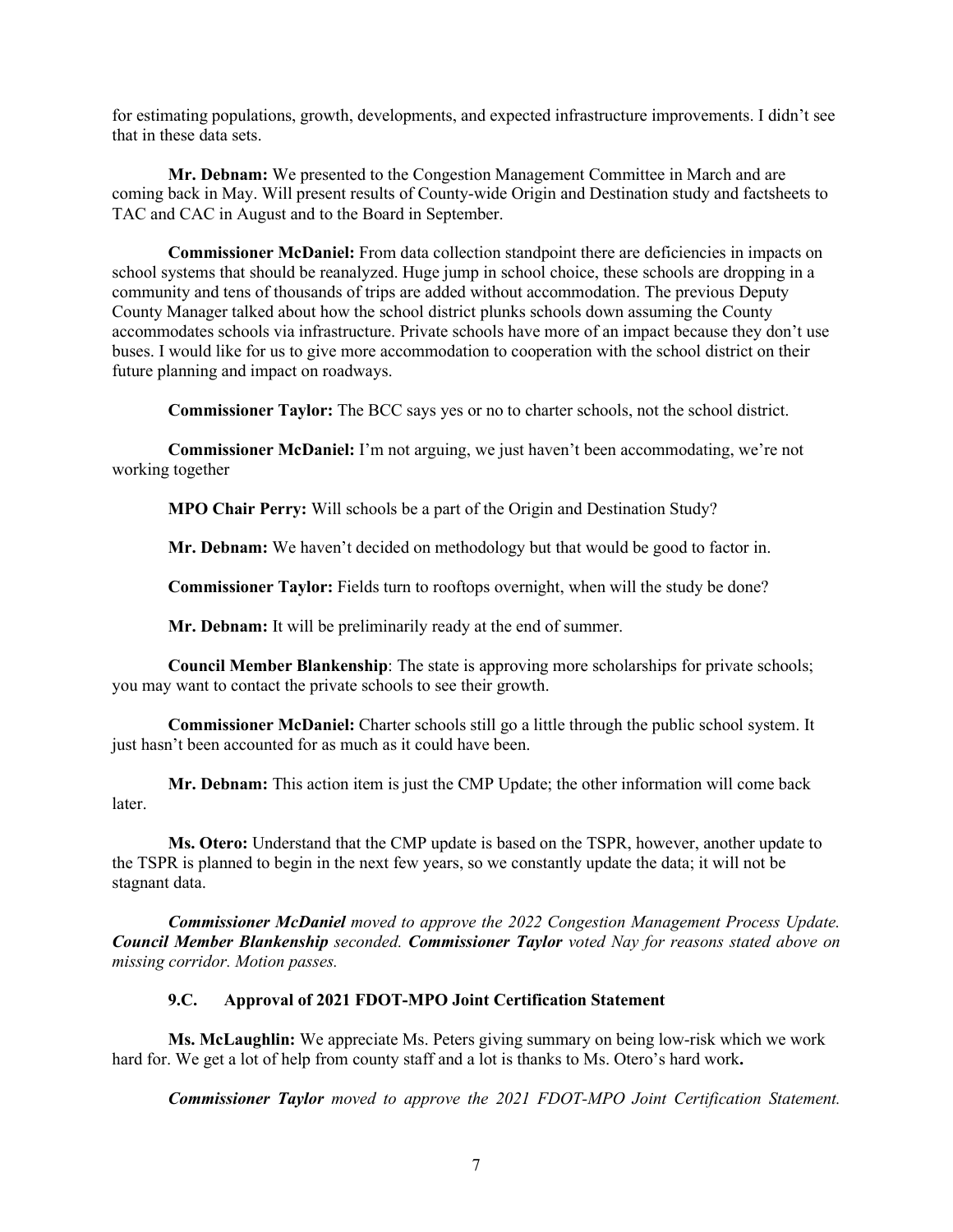for estimating populations, growth, developments, and expected infrastructure improvements. I didn't see that in these data sets.

**Mr. Debnam:** We presented to the Congestion Management Committee in March and are coming back in May. Will present results of County-wide Origin and Destination study and factsheets to TAC and CAC in August and to the Board in September.

**Commissioner McDaniel:** From data collection standpoint there are deficiencies in impacts on school systems that should be reanalyzed. Huge jump in school choice, these schools are dropping in a community and tens of thousands of trips are added without accommodation. The previous Deputy County Manager talked about how the school district plunks schools down assuming the County accommodates schools via infrastructure. Private schools have more of an impact because they don't use buses. I would like for us to give more accommodation to cooperation with the school district on their future planning and impact on roadways.

**Commissioner Taylor:** The BCC says yes or no to charter schools, not the school district.

**Commissioner McDaniel:** I'm not arguing, we just haven't been accommodating, we're not working together

**MPO Chair Perry:** Will schools be a part of the Origin and Destination Study?

**Mr. Debnam:** We haven't decided on methodology but that would be good to factor in.

**Commissioner Taylor:** Fields turn to rooftops overnight, when will the study be done?

**Mr. Debnam:** It will be preliminarily ready at the end of summer.

**Council Member Blankenship**: The state is approving more scholarships for private schools; you may want to contact the private schools to see their growth.

**Commissioner McDaniel:** Charter schools still go a little through the public school system. It just hasn't been accounted for as much as it could have been.

**Mr. Debnam:** This action item is just the CMP Update; the other information will come back later.

**Ms. Otero:** Understand that the CMP update is based on the TSPR, however, another update to the TSPR is planned to begin in the next few years, so we constantly update the data; it will not be stagnant data.

***Commissioner McDaniel*** *moved to approve the 2022 Congestion Management Process Update.* ***Council Member Blankenship*** *seconded.* ***Commissioner Taylor*** *voted Nay for reasons stated above on missing corridor. Motion passes.*

### 9.C. Approval of 2021 FDOT-MPO Joint Certification Statement

**Ms. McLaughlin:** We appreciate Ms. Peters giving summary on being low-risk which we work hard for. We get a lot of help from county staff and a lot is thanks to Ms. Otero's hard work**.**

***Commissioner Taylor*** *moved to approve the 2021 FDOT-MPO Joint Certification Statement.*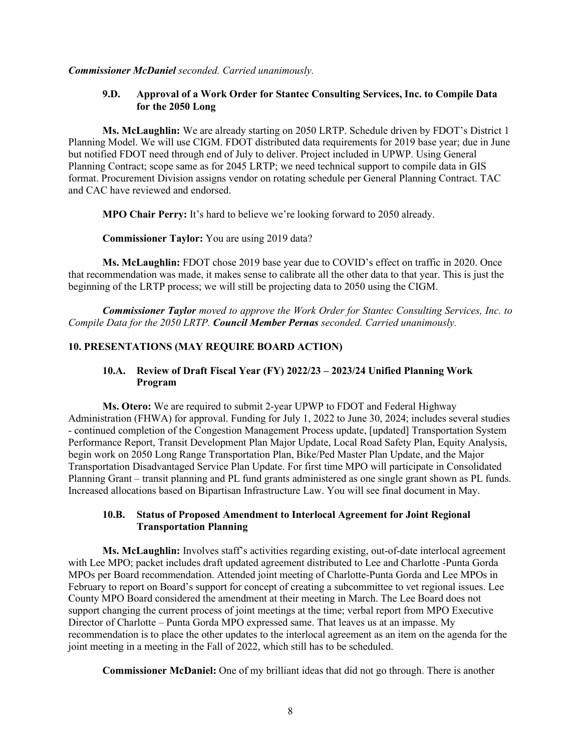***Commissioner McDaniel** seconded. Carried unanimously.*

### 9.D. Approval of a Work Order for Stantec Consulting Services, Inc. to Compile Data for the 2050 Long

**Ms. McLaughlin:** We are already starting on 2050 LRTP. Schedule driven by FDOT's District 1 Planning Model. We will use CIGM. FDOT distributed data requirements for 2019 base year; due in June but notified FDOT need through end of July to deliver. Project included in UPWP. Using General Planning Contract; scope same as for 2045 LRTP; we need technical support to compile data in GIS format. Procurement Division assigns vendor on rotating schedule per General Planning Contract. TAC and CAC have reviewed and endorsed.

**MPO Chair Perry:** It's hard to believe we're looking forward to 2050 already.

**Commissioner Taylor:** You are using 2019 data?

**Ms. McLaughlin:** FDOT chose 2019 base year due to COVID's effect on traffic in 2020. Once that recommendation was made, it makes sense to calibrate all the other data to that year. This is just the beginning of the LRTP process; we will still be projecting data to 2050 using the CIGM.

***Commissioner Taylor** moved to approve the Work Order for Stantec Consulting Services, Inc. to Compile Data for the 2050 LRTP. **Council Member Pernas** seconded. Carried unanimously.*

## 10. PRESENTATIONS (MAY REQUIRE BOARD ACTION)

### 10.A. Review of Draft Fiscal Year (FY) 2022/23 – 2023/24 Unified Planning Work Program

**Ms. Otero:** We are required to submit 2-year UPWP to FDOT and Federal Highway Administration (FHWA) for approval. Funding for July 1, 2022 to June 30, 2024; includes several studies - continued completion of the Congestion Management Process update, [updated] Transportation System Performance Report, Transit Development Plan Major Update, Local Road Safety Plan, Equity Analysis, begin work on 2050 Long Range Transportation Plan, Bike/Ped Master Plan Update, and the Major Transportation Disadvantaged Service Plan Update. For first time MPO will participate in Consolidated Planning Grant – transit planning and PL fund grants administered as one single grant shown as PL funds. Increased allocations based on Bipartisan Infrastructure Law. You will see final document in May.

### 10.B. Status of Proposed Amendment to Interlocal Agreement for Joint Regional Transportation Planning

**Ms. McLaughlin:** Involves staff's activities regarding existing, out-of-date interlocal agreement with Lee MPO; packet includes draft updated agreement distributed to Lee and Charlotte -Punta Gorda MPOs per Board recommendation. Attended joint meeting of Charlotte-Punta Gorda and Lee MPOs in February to report on Board's support for concept of creating a subcommittee to vet regional issues. Lee County MPO Board considered the amendment at their meeting in March. The Lee Board does not support changing the current process of joint meetings at the time; verbal report from MPO Executive Director of Charlotte – Punta Gorda MPO expressed same. That leaves us at an impasse. My recommendation is to place the other updates to the interlocal agreement as an item on the agenda for the joint meeting in a meeting in the Fall of 2022, which still has to be scheduled.

**Commissioner McDaniel:** One of my brilliant ideas that did not go through. There is another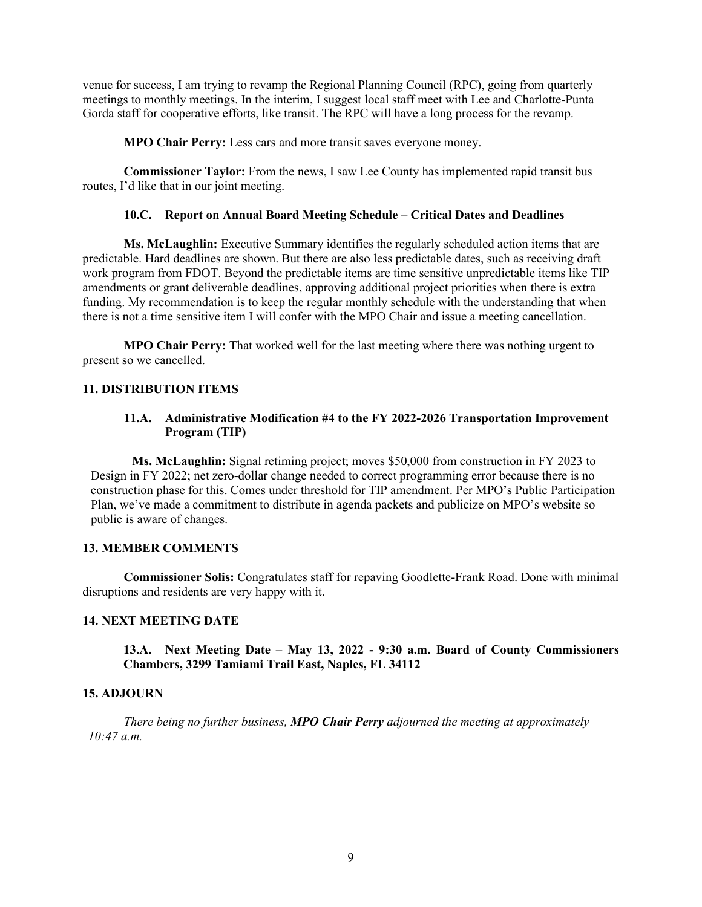venue for success, I am trying to revamp the Regional Planning Council (RPC), going from quarterly meetings to monthly meetings. In the interim, I suggest local staff meet with Lee and Charlotte-Punta Gorda staff for cooperative efforts, like transit. The RPC will have a long process for the revamp.

**MPO Chair Perry:** Less cars and more transit saves everyone money.

**Commissioner Taylor:** From the news, I saw Lee County has implemented rapid transit bus routes, I'd like that in our joint meeting.

### 10.C. Report on Annual Board Meeting Schedule – Critical Dates and Deadlines

**Ms. McLaughlin:** Executive Summary identifies the regularly scheduled action items that are predictable. Hard deadlines are shown. But there are also less predictable dates, such as receiving draft work program from FDOT. Beyond the predictable items are time sensitive unpredictable items like TIP amendments or grant deliverable deadlines, approving additional project priorities when there is extra funding. My recommendation is to keep the regular monthly schedule with the understanding that when there is not a time sensitive item I will confer with the MPO Chair and issue a meeting cancellation.

**MPO Chair Perry:** That worked well for the last meeting where there was nothing urgent to present so we cancelled.

## 11. DISTRIBUTION ITEMS

### 11.A. Administrative Modification #4 to the FY 2022-2026 Transportation Improvement Program (TIP)

**Ms. McLaughlin:** Signal retiming project; moves $50,000 from construction in FY 2023 to Design in FY 2022; net zero-dollar change needed to correct programming error because there is no construction phase for this. Comes under threshold for TIP amendment. Per MPO's Public Participation Plan, we've made a commitment to distribute in agenda packets and publicize on MPO's website so public is aware of changes.

## 13. MEMBER COMMENTS

**Commissioner Solis:** Congratulates staff for repaving Goodlette-Frank Road. Done with minimal disruptions and residents are very happy with it.

## 14. NEXT MEETING DATE

### 13.A. Next Meeting Date – May 13, 2022 - 9:30 a.m. Board of County Commissioners Chambers, 3299 Tamiami Trail East, Naples, FL 34112

## 15. ADJOURN

*There being no further business,* ***MPO Chair Perry*** *adjourned the meeting at approximately 10:47 a.m.*